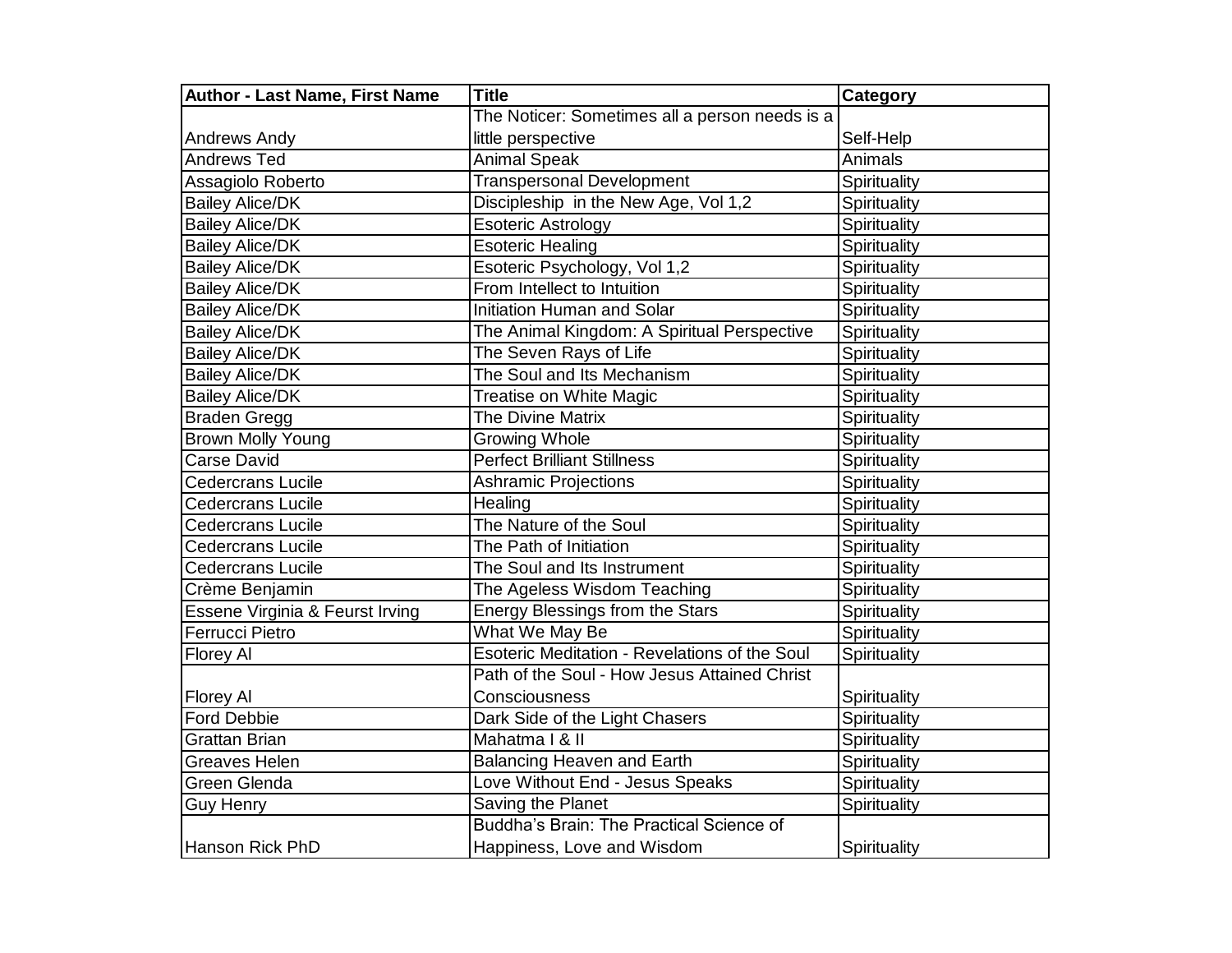| Author - Last Name, First Name | Title | Category |
|---|---|---|
| Andrews Andy | The Noticer: Sometimes all a person needs is a little perspective | Self-Help |
| Andrews Ted | Animal Speak | Animals |
| Assagiolo Roberto | Transpersonal Development | Spirituality |
| Bailey Alice/DK | Discipleship  in the New Age, Vol 1,2 | Spirituality |
| Bailey Alice/DK | Esoteric Astrology | Spirituality |
| Bailey Alice/DK | Esoteric Healing | Spirituality |
| Bailey Alice/DK | Esoteric Psychology, Vol 1,2 | Spirituality |
| Bailey Alice/DK | From Intellect to Intuition | Spirituality |
| Bailey Alice/DK | Initiation Human and Solar | Spirituality |
| Bailey Alice/DK | The Animal Kingdom: A Spiritual Perspective | Spirituality |
| Bailey Alice/DK | The Seven Rays of Life | Spirituality |
| Bailey Alice/DK | The Soul and Its Mechanism | Spirituality |
| Bailey Alice/DK | Treatise on White Magic | Spirituality |
| Braden Gregg | The Divine Matrix | Spirituality |
| Brown Molly Young | Growing Whole | Spirituality |
| Carse David | Perfect Brilliant Stillness | Spirituality |
| Cedercrans Lucile | Ashramic Projections | Spirituality |
| Cedercrans Lucile | Healing | Spirituality |
| Cedercrans Lucile | The Nature of the Soul | Spirituality |
| Cedercrans Lucile | The Path of Initiation | Spirituality |
| Cedercrans Lucile | The Soul and Its Instrument | Spirituality |
| Crème Benjamin | The Ageless Wisdom Teaching | Spirituality |
| Essene Virginia & Feurst Irving | Energy Blessings from the Stars | Spirituality |
| Ferrucci Pietro | What We May Be | Spirituality |
| Florey Al | Esoteric Meditation - Revelations of the Soul | Spirituality |
| Florey Al | Path of the Soul - How Jesus Attained Christ Consciousness | Spirituality |
| Ford Debbie | Dark Side of the Light Chasers | Spirituality |
| Grattan Brian | Mahatma I & II | Spirituality |
| Greaves Helen | Balancing Heaven and Earth | Spirituality |
| Green Glenda | Love Without End - Jesus Speaks | Spirituality |
| Guy Henry | Saving the Planet | Spirituality |
| Hanson Rick PhD | Buddha's Brain: The Practical Science of Happiness, Love and Wisdom | Spirituality |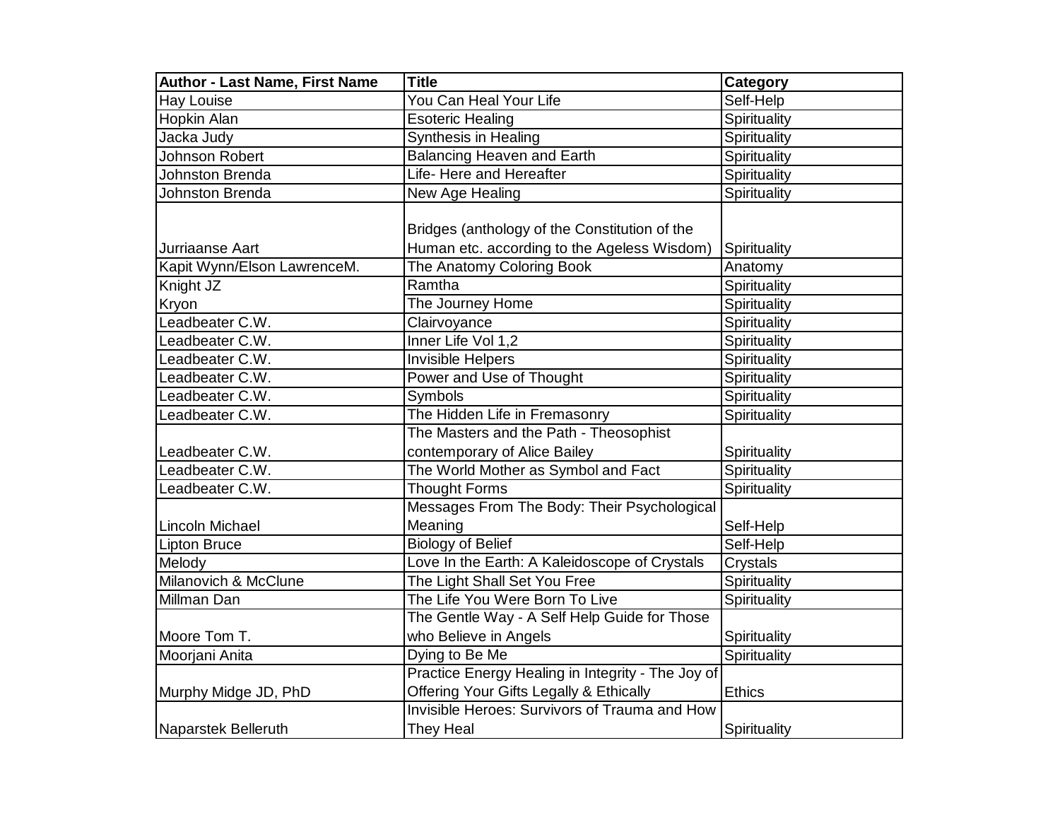| Author - Last Name, First Name | Title | Category |
|---|---|---|
| Hay Louise | You Can Heal Your Life | Self-Help |
| Hopkin Alan | Esoteric Healing | Spirituality |
| Jacka Judy | Synthesis in Healing | Spirituality |
| Johnson Robert | Balancing Heaven and Earth | Spirituality |
| Johnston Brenda | Life- Here and Hereafter | Spirituality |
| Johnston Brenda | New Age Healing | Spirituality |
| Jurriaanse Aart | Bridges (anthology of the Constitution of the Human etc. according to the Ageless Wisdom) | Spirituality |
| Kapit Wynn/Elson LawrenceM. | The Anatomy Coloring Book | Anatomy |
| Knight JZ | Ramtha | Spirituality |
| Kryon | The Journey Home | Spirituality |
| Leadbeater C.W. | Clairvoyance | Spirituality |
| Leadbeater C.W. | Inner Life Vol 1,2 | Spirituality |
| Leadbeater C.W. | Invisible Helpers | Spirituality |
| Leadbeater C.W. | Power and Use of Thought | Spirituality |
| Leadbeater C.W. | Symbols | Spirituality |
| Leadbeater C.W. | The Hidden Life in Fremasonry | Spirituality |
| Leadbeater C.W. | The Masters and the Path - Theosophist contemporary of Alice Bailey | Spirituality |
| Leadbeater C.W. | The World Mother as Symbol and Fact | Spirituality |
| Leadbeater C.W. | Thought Forms | Spirituality |
| Lincoln Michael | Messages From The Body: Their Psychological Meaning | Self-Help |
| Lipton Bruce | Biology of Belief | Self-Help |
| Melody | Love In the Earth: A Kaleidoscope of Crystals | Crystals |
| Milanovich & McClune | The Light Shall Set You Free | Spirituality |
| Millman Dan | The Life You Were Born To Live | Spirituality |
| Moore Tom T. | The Gentle Way - A Self Help Guide for Those who Believe in Angels | Spirituality |
| Moorjani Anita | Dying to Be Me | Spirituality |
| Murphy Midge JD, PhD | Practice Energy Healing in Integrity - The Joy of Offering Your Gifts Legally & Ethically | Ethics |
| Naparstek Belleruth | Invisible Heroes: Survivors of Trauma and How They Heal | Spirituality |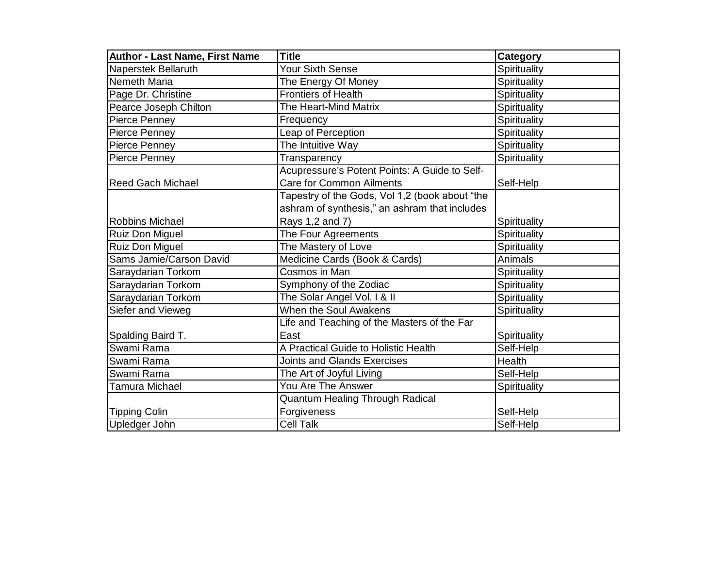| Author - Last Name, First Name | Title | Category |
| --- | --- | --- |
| Naperstek Bellaruth | Your Sixth Sense | Spirituality |
| Nemeth Maria | The Energy Of Money | Spirituality |
| Page Dr. Christine | Frontiers of Health | Spirituality |
| Pearce Joseph Chilton | The Heart-Mind Matrix | Spirituality |
| Pierce Penney | Frequency | Spirituality |
| Pierce Penney | Leap of Perception | Spirituality |
| Pierce Penney | The Intuitive Way | Spirituality |
| Pierce Penney | Transparency | Spirituality |
| Reed Gach Michael | Acupressure's Potent Points: A Guide to Self-Care for Common Ailments | Self-Help |
| Robbins Michael | Tapestry of the Gods, Vol 1,2 (book about "the ashram of synthesis," an ashram that includes Rays 1,2 and 7) | Spirituality |
| Ruiz Don Miguel | The Four Agreements | Spirituality |
| Ruiz Don Miguel | The Mastery of Love | Spirituality |
| Sams Jamie/Carson David | Medicine Cards (Book & Cards) | Animals |
| Saraydarian Torkom | Cosmos in Man | Spirituality |
| Saraydarian Torkom | Symphony of the Zodiac | Spirituality |
| Saraydarian Torkom | The Solar Angel Vol. I & II | Spirituality |
| Siefer and Vieweg | When the Soul Awakens | Spirituality |
| Spalding Baird T. | Life and Teaching of the Masters of the Far East | Spirituality |
| Swami Rama | A Practical Guide to Holistic Health | Self-Help |
| Swami Rama | Joints and Glands Exercises | Health |
| Swami Rama | The Art of Joyful Living | Self-Help |
| Tamura Michael | You Are The Answer | Spirituality |
| Tipping Colin | Quantum Healing Through Radical Forgiveness | Self-Help |
| Upledger John | Cell Talk | Self-Help |